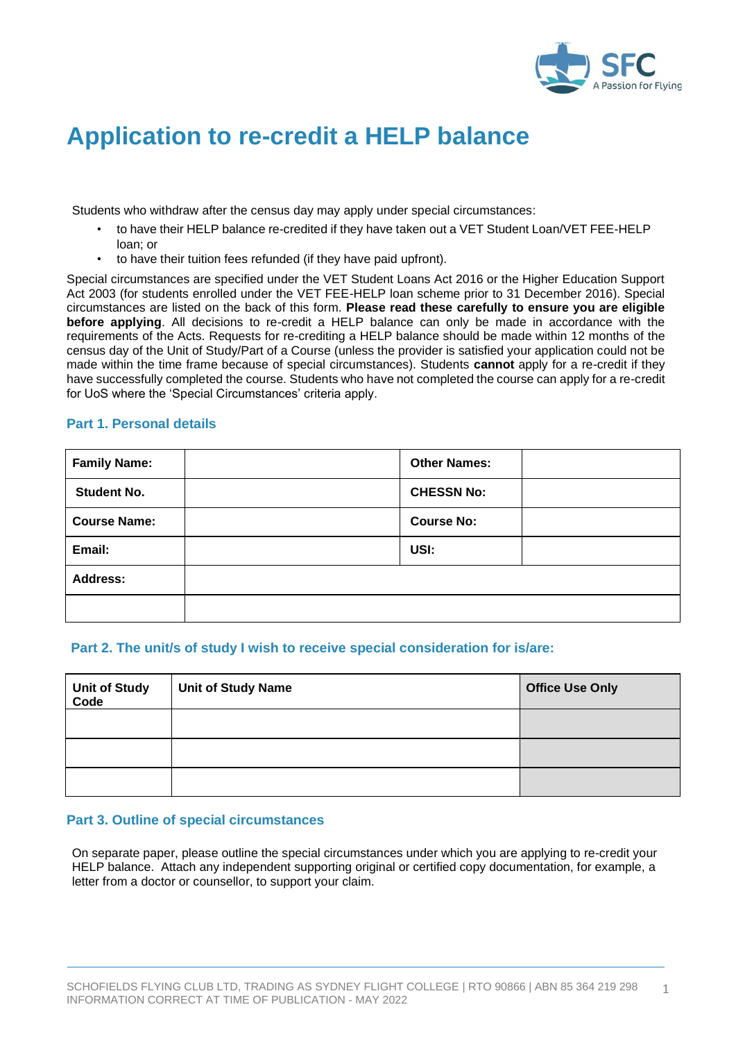# Application to re-credit a HELP balance

Students who withdraw after the census day may apply under special circumstances:

- to have their HELP balance re-credited if they have taken out a VET Student Loan/VET FEE-HELP loan; or
- to have their tuition fees refunded (if they have paid upfront).

Special circumstances are specified under the VET Student Loans Act 2016 or the Higher Education Support Act 2003 (for students enrolled under the VET FEE-HELP loan scheme prior to 31 December 2016). Special circumstances are listed on the back of this form. **Please read these carefully to ensure you are eligible before applying**. All decisions to re-credit a HELP balance can only be made in accordance with the requirements of the Acts. Requests for re-crediting a HELP balance should be made within 12 months of the census day of the Unit of Study/Part of a Course (unless the provider is satisfied your application could not be made within the time frame because of special circumstances). Students **cannot** apply for a re-credit if they have successfully completed the course. Students who have not completed the course can apply for a re-credit for UoS where the 'Special Circumstances' criteria apply.

### Part 1. Personal details

| **Family Name:** | | **Other Names:** | |
|---|---|---|---|
| **Student No.** | | **CHESSN No:** | |
| **Course Name:** | | **Course No:** | |
| **Email:** | | **USI:** | |
| **Address:** | | | |
| | | | |

### Part 2. The unit/s of study I wish to receive special consideration for is/are:

| Unit of Study Code | Unit of Study Name | Office Use Only |
|---|---|---|
| | | |
| | | |
| | | |

### Part 3. Outline of special circumstances

On separate paper, please outline the special circumstances under which you are applying to re-credit your HELP balance. Attach any independent supporting original or certified copy documentation, for example, a letter from a doctor or counsellor, to support your claim.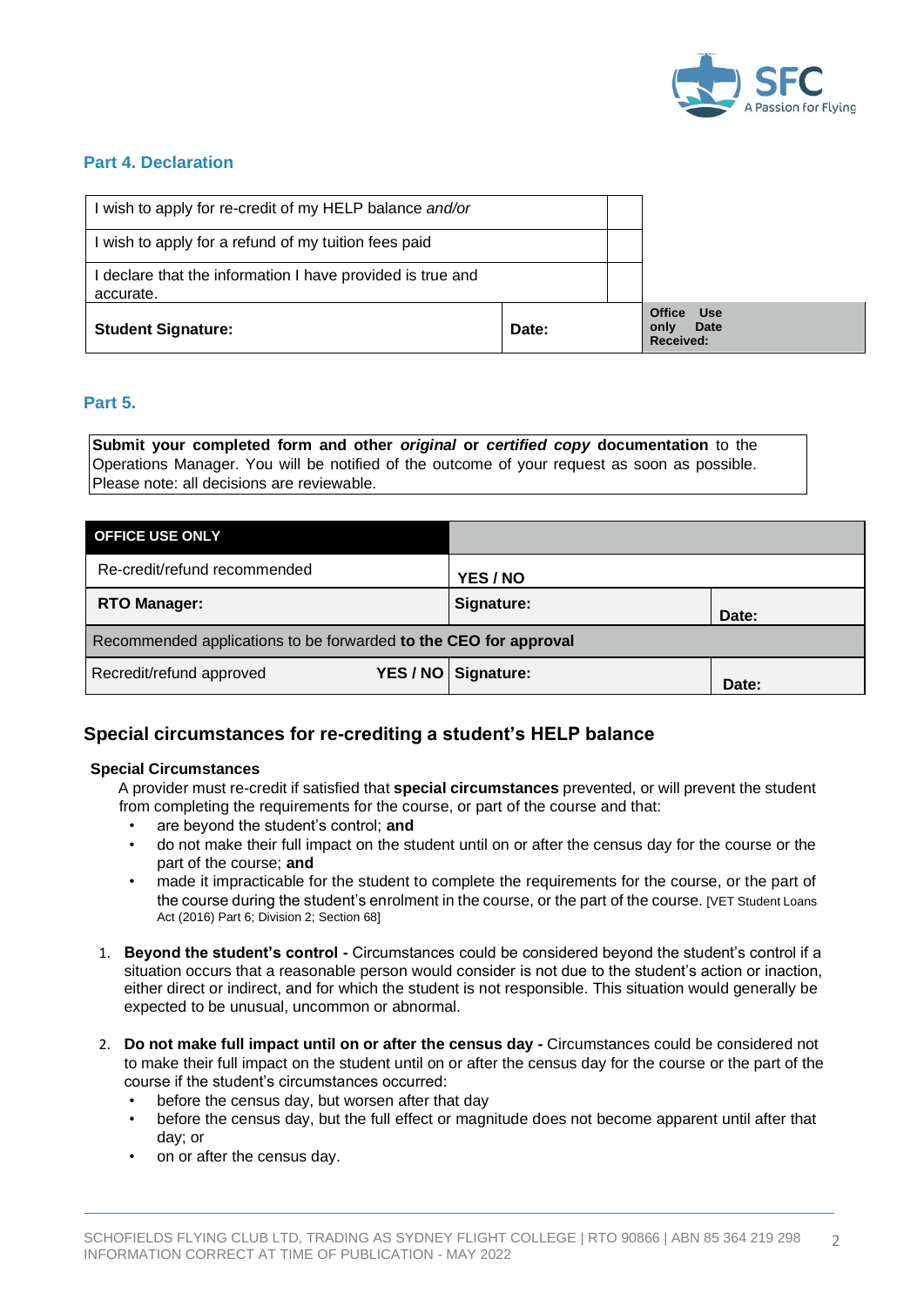## Part 4. Declaration

| | | | |
|---|---|---|---|
| I wish to apply for re-credit of my HELP balance *and/or* | | | |
| I wish to apply for a refund of my tuition fees paid | | | |
| I declare that the information I have provided is true and accurate. | | | |
| **Student Signature:** | **Date:** | | **Office Use only Date Received:** |

## Part 5.

**Submit your completed form and other *original* or *certified copy* documentation** to the Operations Manager. You will be notified of the outcome of your request as soon as possible. Please note: all decisions are reviewable.

| **OFFICE USE ONLY** | | |
|---|---|---|
| Re-credit/refund recommended | **YES / NO** | |
| **RTO Manager:** | **Signature:** | **Date:** |
| Recommended applications to be forwarded **to the CEO for approval** | | |
| Recredit/refund approved **YES / NO** | **Signature:** | **Date:** |

## Special circumstances for re-crediting a student's HELP balance

### Special Circumstances

A provider must re-credit if satisfied that **special circumstances** prevented, or will prevent the student from completing the requirements for the course, or part of the course and that:

- are beyond the student's control; **and**
- do not make their full impact on the student until on or after the census day for the course or the part of the course; **and**
- made it impracticable for the student to complete the requirements for the course, or the part of the course during the student's enrolment in the course, or the part of the course. [VET Student Loans Act (2016) Part 6; Division 2; Section 68]

1. **Beyond the student's control -** Circumstances could be considered beyond the student's control if a situation occurs that a reasonable person would consider is not due to the student's action or inaction, either direct or indirect, and for which the student is not responsible. This situation would generally be expected to be unusual, uncommon or abnormal.

2. **Do not make full impact until on or after the census day -** Circumstances could be considered not to make their full impact on the student until on or after the census day for the course or the part of the course if the student's circumstances occurred:
   - before the census day, but worsen after that day
   - before the census day, but the full effect or magnitude does not become apparent until after that day; or
   - on or after the census day.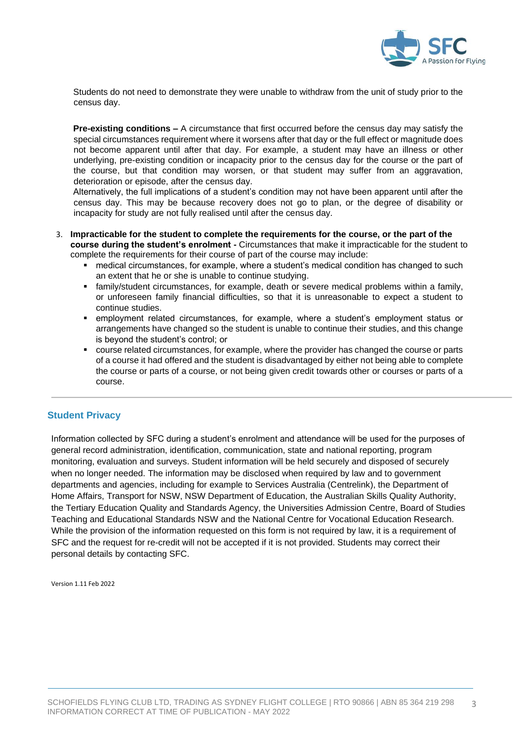Students do not need to demonstrate they were unable to withdraw from the unit of study prior to the census day.

**Pre-existing conditions –** A circumstance that first occurred before the census day may satisfy the special circumstances requirement where it worsens after that day or the full effect or magnitude does not become apparent until after that day. For example, a student may have an illness or other underlying, pre-existing condition or incapacity prior to the census day for the course or the part of the course, but that condition may worsen, or that student may suffer from an aggravation, deterioration or episode, after the census day.
Alternatively, the full implications of a student's condition may not have been apparent until after the census day. This may be because recovery does not go to plan, or the degree of disability or incapacity for study are not fully realised until after the census day.

3. **Impracticable for the student to complete the requirements for the course, or the part of the course during the student's enrolment -** Circumstances that make it impracticable for the student to complete the requirements for their course of part of the course may include:
   - medical circumstances, for example, where a student's medical condition has changed to such an extent that he or she is unable to continue studying.
   - family/student circumstances, for example, death or severe medical problems within a family, or unforeseen family financial difficulties, so that it is unreasonable to expect a student to continue studies.
   - employment related circumstances, for example, where a student's employment status or arrangements have changed so the student is unable to continue their studies, and this change is beyond the student's control; or
   - course related circumstances, for example, where the provider has changed the course or parts of a course it had offered and the student is disadvantaged by either not being able to complete the course or parts of a course, or not being given credit towards other or courses or parts of a course.

---

## Student Privacy

Information collected by SFC during a student's enrolment and attendance will be used for the purposes of general record administration, identification, communication, state and national reporting, program monitoring, evaluation and surveys. Student information will be held securely and disposed of securely when no longer needed. The information may be disclosed when required by law and to government departments and agencies, including for example to Services Australia (Centrelink), the Department of Home Affairs, Transport for NSW, NSW Department of Education, the Australian Skills Quality Authority, the Tertiary Education Quality and Standards Agency, the Universities Admission Centre, Board of Studies Teaching and Educational Standards NSW and the National Centre for Vocational Education Research. While the provision of the information requested on this form is not required by law, it is a requirement of SFC and the request for re-credit will not be accepted if it is not provided. Students may correct their personal details by contacting SFC.

Version 1.11 Feb 2022